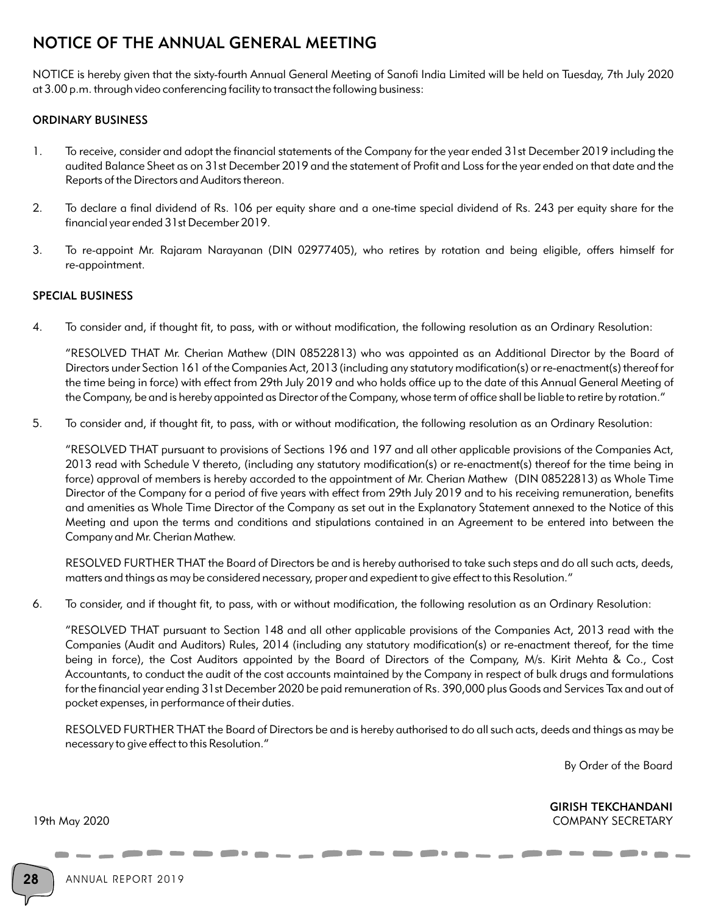# NOTICE OF THE ANNUAL GENERAL MEETING

NOTICE is hereby given that the sixty-fourth Annual General Meeting of Sanofi India Limited will be held on Tuesday, 7th July 2020 at 3.00 p.m. through video conferencing facility to transact the following business:

## ORDINARY BUSINESS

1. To receive, consider and adopt the financial statements of the Company for the year ended 31st December 2019 including the audited Balance Sheet as on 31st December 2019 and the statement of Profit and Loss for the year ended on that date and the Reports of the Directors and Auditors thereon.

2. To declare a final dividend of Rs. 106 per equity share and a one-time special dividend of Rs. 243 per equity share for the financial year ended 31st December 2019.

3. To re-appoint Mr. Rajaram Narayanan (DIN 02977405), who retires by rotation and being eligible, offers himself for re-appointment.

## SPECIAL BUSINESS

4. To consider and, if thought fit, to pass, with or without modification, the following resolution as an Ordinary Resolution:

   "RESOLVED THAT Mr. Cherian Mathew (DIN 08522813) who was appointed as an Additional Director by the Board of Directors under Section 161 of the Companies Act, 2013 (including any statutory modification(s) or re-enactment(s) thereof for the time being in force) with effect from 29th July 2019 and who holds office up to the date of this Annual General Meeting of the Company, be and is hereby appointed as Director of the Company, whose term of office shall be liable to retire by rotation."

5. To consider and, if thought fit, to pass, with or without modification, the following resolution as an Ordinary Resolution:

   "RESOLVED THAT pursuant to provisions of Sections 196 and 197 and all other applicable provisions of the Companies Act, 2013 read with Schedule V thereto, (including any statutory modification(s) or re-enactment(s) thereof for the time being in force) approval of members is hereby accorded to the appointment of Mr. Cherian Mathew (DIN 08522813) as Whole Time Director of the Company for a period of five years with effect from 29th July 2019 and to his receiving remuneration, benefits and amenities as Whole Time Director of the Company as set out in the Explanatory Statement annexed to the Notice of this Meeting and upon the terms and conditions and stipulations contained in an Agreement to be entered into between the Company and Mr. Cherian Mathew.

   RESOLVED FURTHER THAT the Board of Directors be and is hereby authorised to take such steps and do all such acts, deeds, matters and things as may be considered necessary, proper and expedient to give effect to this Resolution."

6. To consider, and if thought fit, to pass, with or without modification, the following resolution as an Ordinary Resolution:

   "RESOLVED THAT pursuant to Section 148 and all other applicable provisions of the Companies Act, 2013 read with the Companies (Audit and Auditors) Rules, 2014 (including any statutory modification(s) or re-enactment thereof, for the time being in force), the Cost Auditors appointed by the Board of Directors of the Company, M/s. Kirit Mehta & Co., Cost Accountants, to conduct the audit of the cost accounts maintained by the Company in respect of bulk drugs and formulations for the financial year ending 31st December 2020 be paid remuneration of Rs. 390,000 plus Goods and Services Tax and out of pocket expenses, in performance of their duties.

   RESOLVED FURTHER THAT the Board of Directors be and is hereby authorised to do all such acts, deeds and things as may be necessary to give effect to this Resolution."

By Order of the Board

**GIRISH TEKCHANDANI**
COMPANY SECRETARY

19th May 2020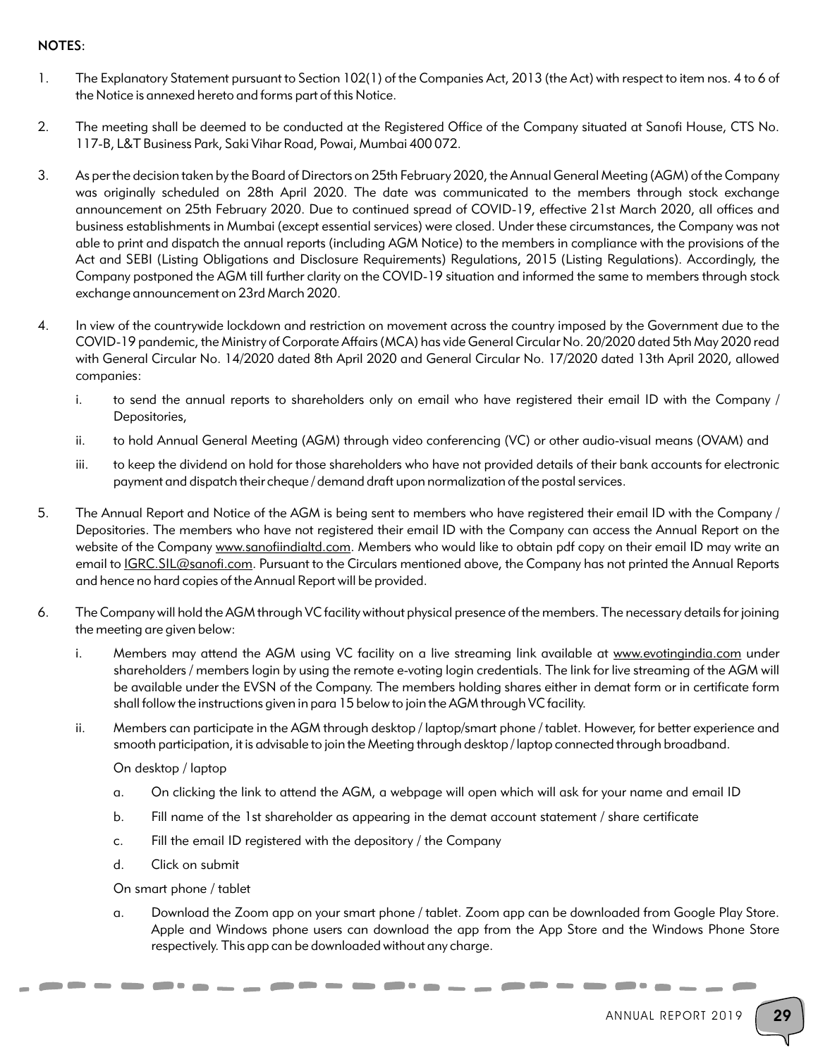**NOTES:**

1. The Explanatory Statement pursuant to Section 102(1) of the Companies Act, 2013 (the Act) with respect to item nos. 4 to 6 of the Notice is annexed hereto and forms part of this Notice.

2. The meeting shall be deemed to be conducted at the Registered Office of the Company situated at Sanofi House, CTS No. 117-B, L&T Business Park, Saki Vihar Road, Powai, Mumbai 400 072.

3. As per the decision taken by the Board of Directors on 25th February 2020, the Annual General Meeting (AGM) of the Company was originally scheduled on 28th April 2020. The date was communicated to the members through stock exchange announcement on 25th February 2020. Due to continued spread of COVID-19, effective 21st March 2020, all offices and business establishments in Mumbai (except essential services) were closed. Under these circumstances, the Company was not able to print and dispatch the annual reports (including AGM Notice) to the members in compliance with the provisions of the Act and SEBI (Listing Obligations and Disclosure Requirements) Regulations, 2015 (Listing Regulations). Accordingly, the Company postponed the AGM till further clarity on the COVID-19 situation and informed the same to members through stock exchange announcement on 23rd March 2020.

4. In view of the countrywide lockdown and restriction on movement across the country imposed by the Government due to the COVID-19 pandemic, the Ministry of Corporate Affairs (MCA) has vide General Circular No. 20/2020 dated 5th May 2020 read with General Circular No. 14/2020 dated 8th April 2020 and General Circular No. 17/2020 dated 13th April 2020, allowed companies:

   i. to send the annual reports to shareholders only on email who have registered their email ID with the Company / Depositories,

   ii. to hold Annual General Meeting (AGM) through video conferencing (VC) or other audio-visual means (OVAM) and

   iii. to keep the dividend on hold for those shareholders who have not provided details of their bank accounts for electronic payment and dispatch their cheque / demand draft upon normalization of the postal services.

5. The Annual Report and Notice of the AGM is being sent to members who have registered their email ID with the Company / Depositories. The members who have not registered their email ID with the Company can access the Annual Report on the website of the Company www.sanofiindialtd.com. Members who would like to obtain pdf copy on their email ID may write an email to IGRC.SIL@sanofi.com. Pursuant to the Circulars mentioned above, the Company has not printed the Annual Reports and hence no hard copies of the Annual Report will be provided.

6. The Company will hold the AGM through VC facility without physical presence of the members. The necessary details for joining the meeting are given below:

   i. Members may attend the AGM using VC facility on a live streaming link available at www.evotingindia.com under shareholders / members login by using the remote e-voting login credentials. The link for live streaming of the AGM will be available under the EVSN of the Company. The members holding shares either in demat form or in certificate form shall follow the instructions given in para 15 below to join the AGM through VC facility.

   ii. Members can participate in the AGM through desktop / laptop/smart phone / tablet. However, for better experience and smooth participation, it is advisable to join the Meeting through desktop / laptop connected through broadband.

      On desktop / laptop

      a. On clicking the link to attend the AGM, a webpage will open which will ask for your name and email ID

      b. Fill name of the 1st shareholder as appearing in the demat account statement / share certificate

      c. Fill the email ID registered with the depository / the Company

      d. Click on submit

      On smart phone / tablet

      a. Download the Zoom app on your smart phone / tablet. Zoom app can be downloaded from Google Play Store. Apple and Windows phone users can download the app from the App Store and the Windows Phone Store respectively. This app can be downloaded without any charge.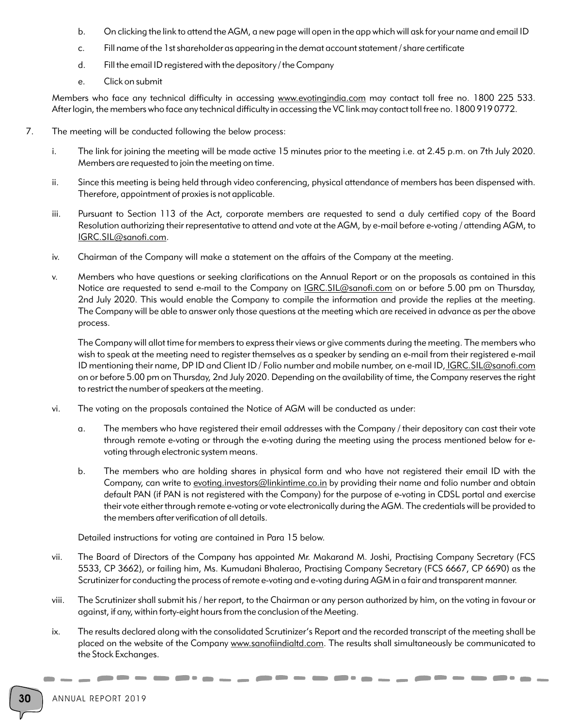b. On clicking the link to attend the AGM, a new page will open in the app which will ask for your name and email ID

c. Fill name of the 1st shareholder as appearing in the demat account statement / share certificate

d. Fill the email ID registered with the depository / the Company

e. Click on submit

Members who face any technical difficulty in accessing www.evotingindia.com may contact toll free no. 1800 225 533. After login, the members who face any technical difficulty in accessing the VC link may contact toll free no. 1800 919 0772.

7. The meeting will be conducted following the below process:

i. The link for joining the meeting will be made active 15 minutes prior to the meeting i.e. at 2.45 p.m. on 7th July 2020. Members are requested to join the meeting on time.

ii. Since this meeting is being held through video conferencing, physical attendance of members has been dispensed with. Therefore, appointment of proxies is not applicable.

iii. Pursuant to Section 113 of the Act, corporate members are requested to send a duly certified copy of the Board Resolution authorizing their representative to attend and vote at the AGM, by e-mail before e-voting / attending AGM, to IGRC.SIL@sanofi.com.

iv. Chairman of the Company will make a statement on the affairs of the Company at the meeting.

v. Members who have questions or seeking clarifications on the Annual Report or on the proposals as contained in this Notice are requested to send e-mail to the Company on IGRC.SIL@sanofi.com on or before 5.00 pm on Thursday, 2nd July 2020. This would enable the Company to compile the information and provide the replies at the meeting. The Company will be able to answer only those questions at the meeting which are received in advance as per the above process.

The Company will allot time for members to express their views or give comments during the meeting. The members who wish to speak at the meeting need to register themselves as a speaker by sending an e-mail from their registered e-mail ID mentioning their name, DP ID and Client ID / Folio number and mobile number, on e-mail ID, IGRC.SIL@sanofi.com on or before 5.00 pm on Thursday, 2nd July 2020. Depending on the availability of time, the Company reserves the right to restrict the number of speakers at the meeting.

vi. The voting on the proposals contained the Notice of AGM will be conducted as under:

a. The members who have registered their email addresses with the Company / their depository can cast their vote through remote e-voting or through the e-voting during the meeting using the process mentioned below for e-voting through electronic system means.

b. The members who are holding shares in physical form and who have not registered their email ID with the Company, can write to evoting.investors@linkintime.co.in by providing their name and folio number and obtain default PAN (if PAN is not registered with the Company) for the purpose of e-voting in CDSL portal and exercise their vote either through remote e-voting or vote electronically during the AGM. The credentials will be provided to the members after verification of all details.

Detailed instructions for voting are contained in Para 15 below.

vii. The Board of Directors of the Company has appointed Mr. Makarand M. Joshi, Practising Company Secretary (FCS 5533, CP 3662), or failing him, Ms. Kumudani Bhalerao, Practising Company Secretary (FCS 6667, CP 6690) as the Scrutinizer for conducting the process of remote e-voting and e-voting during AGM in a fair and transparent manner.

viii. The Scrutinizer shall submit his / her report, to the Chairman or any person authorized by him, on the voting in favour or against, if any, within forty-eight hours from the conclusion of the Meeting.

ix. The results declared along with the consolidated Scrutinizer's Report and the recorded transcript of the meeting shall be placed on the website of the Company www.sanofiindialtd.com. The results shall simultaneously be communicated to the Stock Exchanges.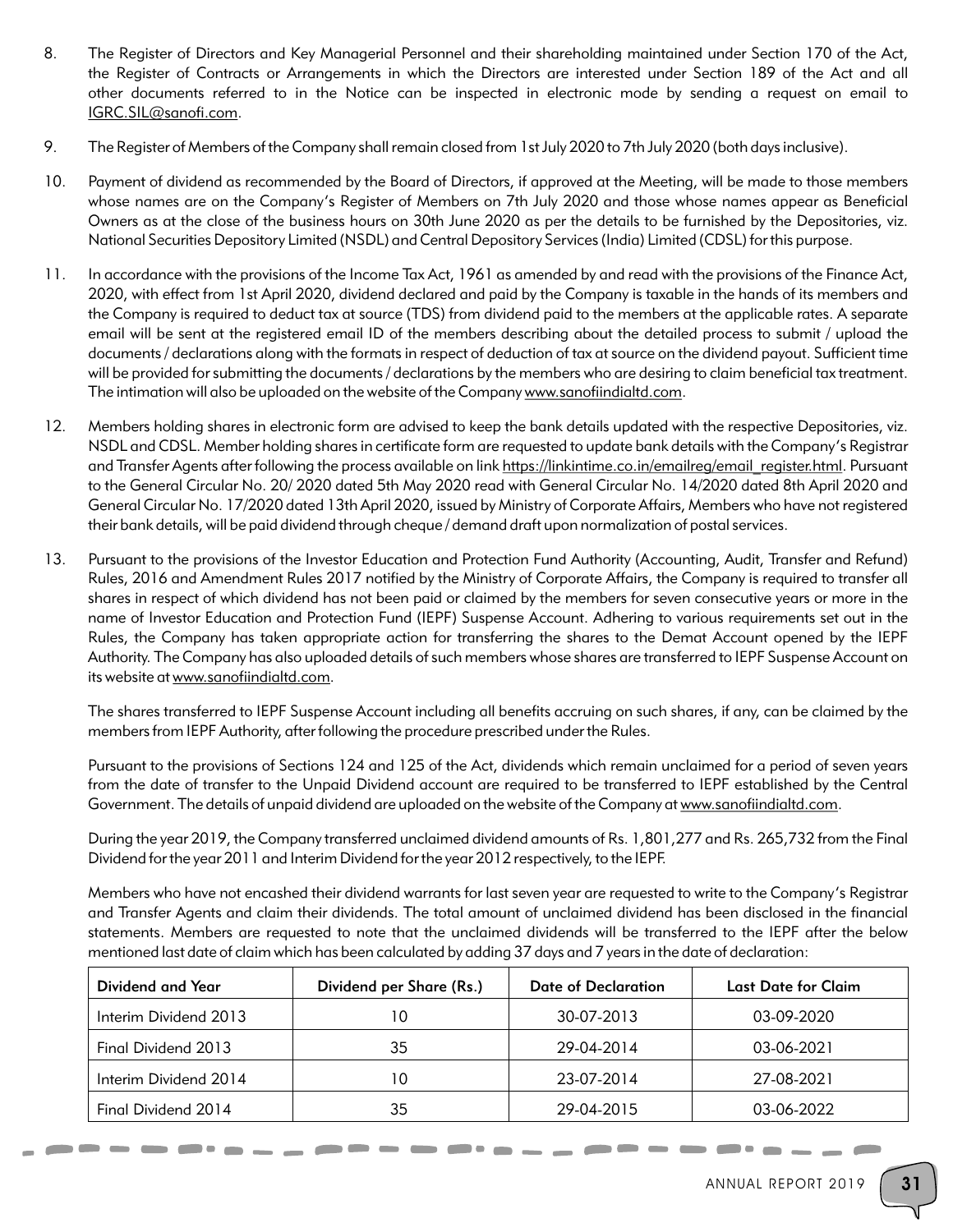8. The Register of Directors and Key Managerial Personnel and their shareholding maintained under Section 170 of the Act, the Register of Contracts or Arrangements in which the Directors are interested under Section 189 of the Act and all other documents referred to in the Notice can be inspected in electronic mode by sending a request on email to IGRC.SIL@sanofi.com.

9. The Register of Members of the Company shall remain closed from 1st July 2020 to 7th July 2020 (both days inclusive).

10. Payment of dividend as recommended by the Board of Directors, if approved at the Meeting, will be made to those members whose names are on the Company's Register of Members on 7th July 2020 and those whose names appear as Beneficial Owners as at the close of the business hours on 30th June 2020 as per the details to be furnished by the Depositories, viz. National Securities Depository Limited (NSDL) and Central Depository Services (India) Limited (CDSL) for this purpose.

11. In accordance with the provisions of the Income Tax Act, 1961 as amended by and read with the provisions of the Finance Act, 2020, with effect from 1st April 2020, dividend declared and paid by the Company is taxable in the hands of its members and the Company is required to deduct tax at source (TDS) from dividend paid to the members at the applicable rates. A separate email will be sent at the registered email ID of the members describing about the detailed process to submit / upload the documents / declarations along with the formats in respect of deduction of tax at source on the dividend payout. Sufficient time will be provided for submitting the documents / declarations by the members who are desiring to claim beneficial tax treatment. The intimation will also be uploaded on the website of the Company www.sanofiindialtd.com.

12. Members holding shares in electronic form are advised to keep the bank details updated with the respective Depositories, viz. NSDL and CDSL. Member holding shares in certificate form are requested to update bank details with the Company's Registrar and Transfer Agents after following the process available on link https://linkintime.co.in/emailreg/email_register.html. Pursuant to the General Circular No. 20/ 2020 dated 5th May 2020 read with General Circular No. 14/2020 dated 8th April 2020 and General Circular No. 17/2020 dated 13th April 2020, issued by Ministry of Corporate Affairs, Members who have not registered their bank details, will be paid dividend through cheque / demand draft upon normalization of postal services.

13. Pursuant to the provisions of the Investor Education and Protection Fund Authority (Accounting, Audit, Transfer and Refund) Rules, 2016 and Amendment Rules 2017 notified by the Ministry of Corporate Affairs, the Company is required to transfer all shares in respect of which dividend has not been paid or claimed by the members for seven consecutive years or more in the name of Investor Education and Protection Fund (IEPF) Suspense Account. Adhering to various requirements set out in the Rules, the Company has taken appropriate action for transferring the shares to the Demat Account opened by the IEPF Authority. The Company has also uploaded details of such members whose shares are transferred to IEPF Suspense Account on its website at www.sanofiindialtd.com.

    The shares transferred to IEPF Suspense Account including all benefits accruing on such shares, if any, can be claimed by the members from IEPF Authority, after following the procedure prescribed under the Rules.

    Pursuant to the provisions of Sections 124 and 125 of the Act, dividends which remain unclaimed for a period of seven years from the date of transfer to the Unpaid Dividend account are required to be transferred to IEPF established by the Central Government. The details of unpaid dividend are uploaded on the website of the Company at www.sanofiindialtd.com.

    During the year 2019, the Company transferred unclaimed dividend amounts of Rs. 1,801,277 and Rs. 265,732 from the Final Dividend for the year 2011 and Interim Dividend for the year 2012 respectively, to the IEPF.

    Members who have not encashed their dividend warrants for last seven year are requested to write to the Company's Registrar and Transfer Agents and claim their dividends. The total amount of unclaimed dividend has been disclosed in the financial statements. Members are requested to note that the unclaimed dividends will be transferred to the IEPF after the below mentioned last date of claim which has been calculated by adding 37 days and 7 years in the date of declaration:

| Dividend and Year | Dividend per Share (Rs.) | Date of Declaration | Last Date for Claim |
|---|---|---|---|
| Interim Dividend 2013 | 10 | 30-07-2013 | 03-09-2020 |
| Final Dividend 2013 | 35 | 29-04-2014 | 03-06-2021 |
| Interim Dividend 2014 | 10 | 23-07-2014 | 27-08-2021 |
| Final Dividend 2014 | 35 | 29-04-2015 | 03-06-2022 |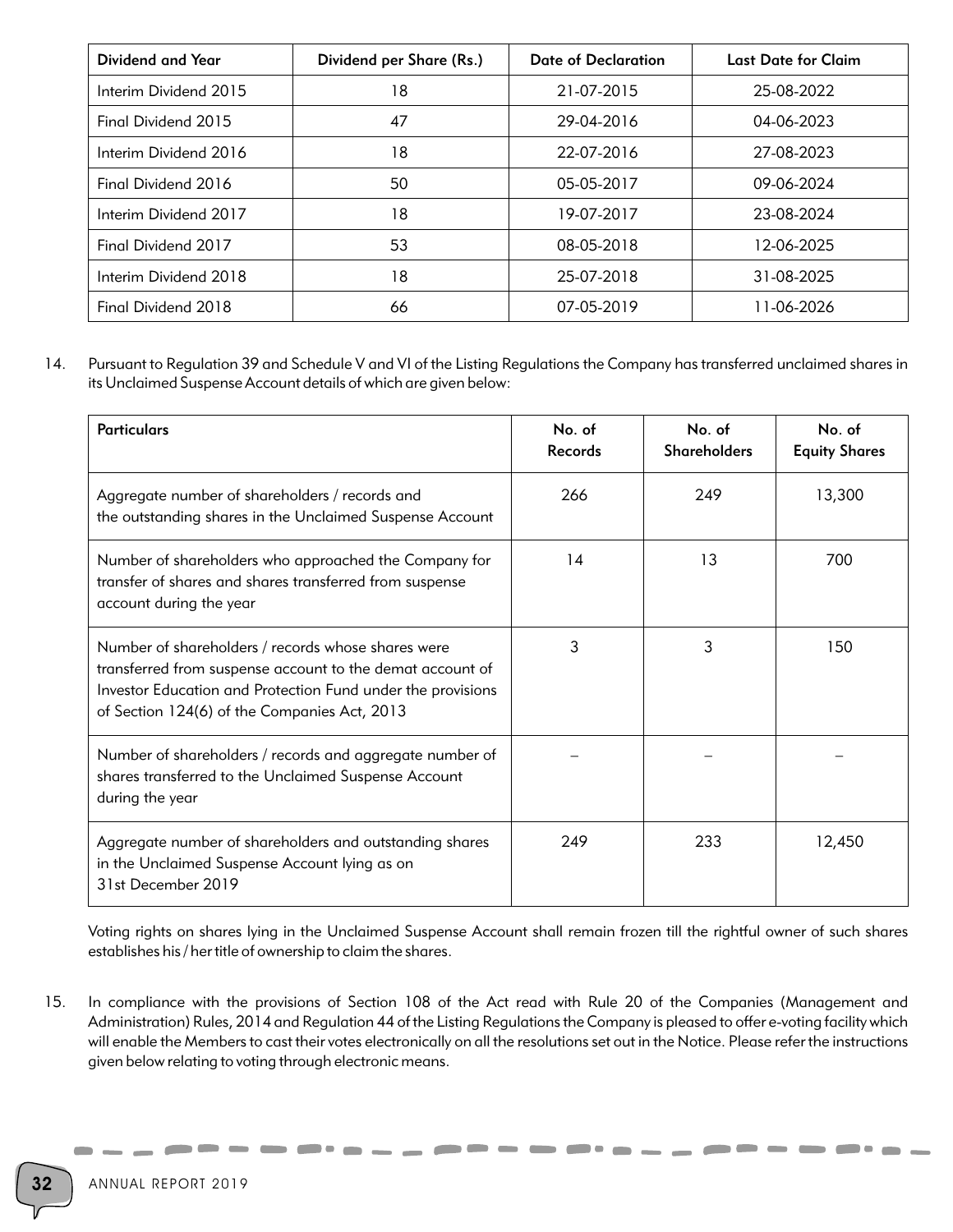| Dividend and Year | Dividend per Share (Rs.) | Date of Declaration | Last Date for Claim |
| --- | --- | --- | --- |
| Interim Dividend 2015 | 18 | 21-07-2015 | 25-08-2022 |
| Final Dividend 2015 | 47 | 29-04-2016 | 04-06-2023 |
| Interim Dividend 2016 | 18 | 22-07-2016 | 27-08-2023 |
| Final Dividend 2016 | 50 | 05-05-2017 | 09-06-2024 |
| Interim Dividend 2017 | 18 | 19-07-2017 | 23-08-2024 |
| Final Dividend 2017 | 53 | 08-05-2018 | 12-06-2025 |
| Interim Dividend 2018 | 18 | 25-07-2018 | 31-08-2025 |
| Final Dividend 2018 | 66 | 07-05-2019 | 11-06-2026 |

14. Pursuant to Regulation 39 and Schedule V and VI of the Listing Regulations the Company has transferred unclaimed shares in its Unclaimed Suspense Account details of which are given below:

| Particulars | No. of Records | No. of Shareholders | No. of Equity Shares |
| --- | --- | --- | --- |
| Aggregate number of shareholders / records and the outstanding shares in the Unclaimed Suspense Account | 266 | 249 | 13,300 |
| Number of shareholders who approached the Company for transfer of shares and shares transferred from suspense account during the year | 14 | 13 | 700 |
| Number of shareholders / records whose shares were transferred from suspense account to the demat account of Investor Education and Protection Fund under the provisions of Section 124(6) of the Companies Act, 2013 | 3 | 3 | 150 |
| Number of shareholders / records and aggregate number of shares transferred to the Unclaimed Suspense Account during the year | – | – | – |
| Aggregate number of shareholders and outstanding shares in the Unclaimed Suspense Account lying as on 31st December 2019 | 249 | 233 | 12,450 |

Voting rights on shares lying in the Unclaimed Suspense Account shall remain frozen till the rightful owner of such shares establishes his / her title of ownership to claim the shares.

15. In compliance with the provisions of Section 108 of the Act read with Rule 20 of the Companies (Management and Administration) Rules, 2014 and Regulation 44 of the Listing Regulations the Company is pleased to offer e-voting facility which will enable the Members to cast their votes electronically on all the resolutions set out in the Notice. Please refer the instructions given below relating to voting through electronic means.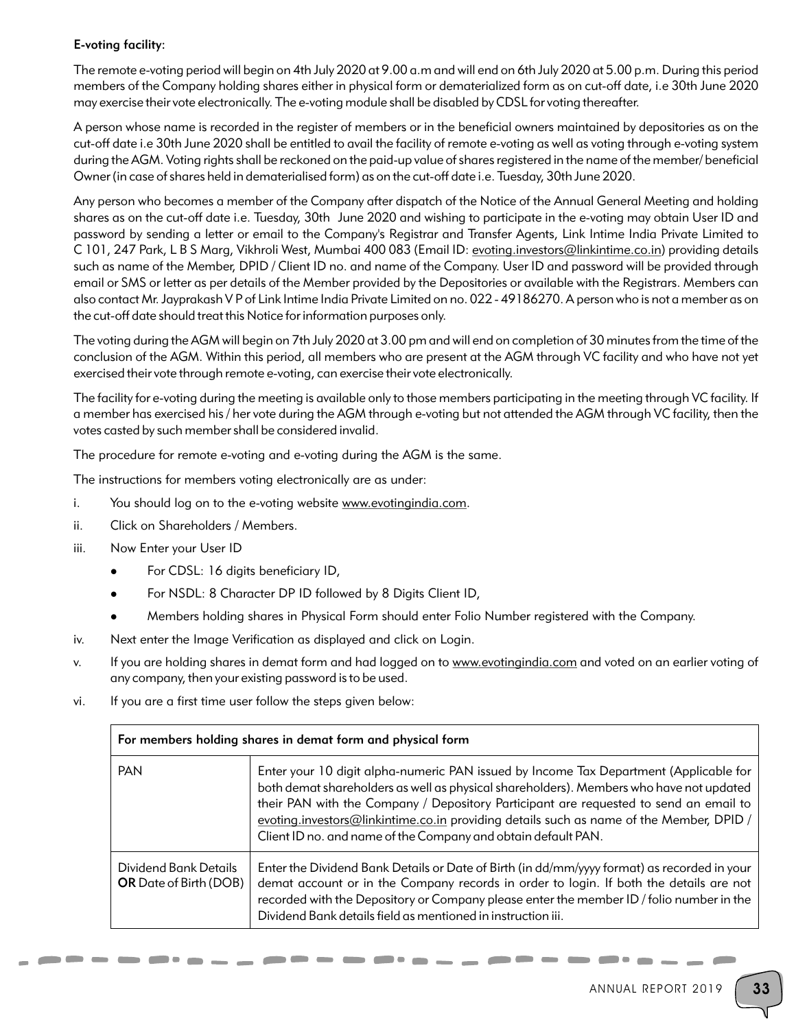**E-voting facility:**

The remote e-voting period will begin on 4th July 2020 at 9.00 a.m and will end on 6th July 2020 at 5.00 p.m. During this period members of the Company holding shares either in physical form or dematerialized form as on cut-off date, i.e 30th June 2020 may exercise their vote electronically. The e-voting module shall be disabled by CDSL for voting thereafter.

A person whose name is recorded in the register of members or in the beneficial owners maintained by depositories as on the cut-off date i.e 30th June 2020 shall be entitled to avail the facility of remote e-voting as well as voting through e-voting system during the AGM. Voting rights shall be reckoned on the paid-up value of shares registered in the name of the member/ beneficial Owner (in case of shares held in dematerialised form) as on the cut-off date i.e. Tuesday, 30th June 2020.

Any person who becomes a member of the Company after dispatch of the Notice of the Annual General Meeting and holding shares as on the cut-off date i.e. Tuesday, 30th June 2020 and wishing to participate in the e-voting may obtain User ID and password by sending a letter or email to the Company's Registrar and Transfer Agents, Link Intime India Private Limited to C 101, 247 Park, L B S Marg, Vikhroli West, Mumbai 400 083 (Email ID: evoting.investors@linkintime.co.in) providing details such as name of the Member, DPID / Client ID no. and name of the Company. User ID and password will be provided through email or SMS or letter as per details of the Member provided by the Depositories or available with the Registrars. Members can also contact Mr. Jayprakash V P of Link Intime India Private Limited on no. 022 - 49186270. A person who is not a member as on the cut-off date should treat this Notice for information purposes only.

The voting during the AGM will begin on 7th July 2020 at 3.00 pm and will end on completion of 30 minutes from the time of the conclusion of the AGM. Within this period, all members who are present at the AGM through VC facility and who have not yet exercised their vote through remote e-voting, can exercise their vote electronically.

The facility for e-voting during the meeting is available only to those members participating in the meeting through VC facility. If a member has exercised his / her vote during the AGM through e-voting but not attended the AGM through VC facility, then the votes casted by such member shall be considered invalid.

The procedure for remote e-voting and e-voting during the AGM is the same.

The instructions for members voting electronically are as under:

i. You should log on to the e-voting website www.evotingindia.com.

ii. Click on Shareholders / Members.

iii. Now Enter your User ID
   - For CDSL: 16 digits beneficiary ID,
   - For NSDL: 8 Character DP ID followed by 8 Digits Client ID,
   - Members holding shares in Physical Form should enter Folio Number registered with the Company.

iv. Next enter the Image Verification as displayed and click on Login.

v. If you are holding shares in demat form and had logged on to www.evotingindia.com and voted on an earlier voting of any company, then your existing password is to be used.

vi. If you are a first time user follow the steps given below:

| For members holding shares in demat form and physical form | |
|---|---|
| PAN | Enter your 10 digit alpha-numeric PAN issued by Income Tax Department (Applicable for both demat shareholders as well as physical shareholders). Members who have not updated their PAN with the Company / Depository Participant are requested to send an email to evoting.investors@linkintime.co.in providing details such as name of the Member, DPID / Client ID no. and name of the Company and obtain default PAN. |
| Dividend Bank Details **OR** Date of Birth (DOB) | Enter the Dividend Bank Details or Date of Birth (in dd/mm/yyyy format) as recorded in your demat account or in the Company records in order to login. If both the details are not recorded with the Depository or Company please enter the member ID / folio number in the Dividend Bank details field as mentioned in instruction iii. |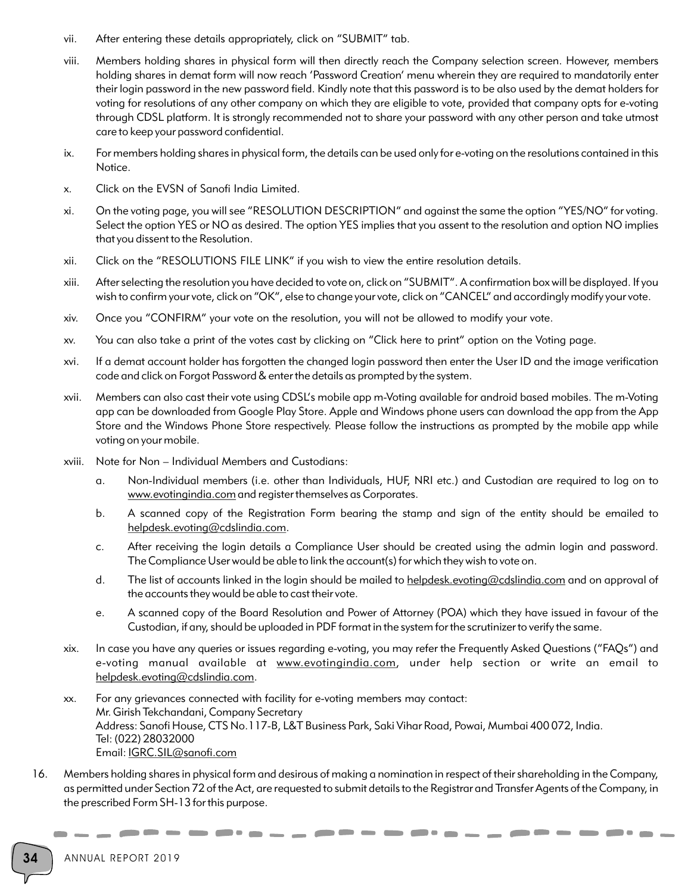vii. After entering these details appropriately, click on "SUBMIT" tab.

viii. Members holding shares in physical form will then directly reach the Company selection screen. However, members holding shares in demat form will now reach 'Password Creation' menu wherein they are required to mandatorily enter their login password in the new password field. Kindly note that this password is to be also used by the demat holders for voting for resolutions of any other company on which they are eligible to vote, provided that company opts for e-voting through CDSL platform. It is strongly recommended not to share your password with any other person and take utmost care to keep your password confidential.

ix. For members holding shares in physical form, the details can be used only for e-voting on the resolutions contained in this Notice.

x. Click on the EVSN of Sanofi India Limited.

xi. On the voting page, you will see "RESOLUTION DESCRIPTION" and against the same the option "YES/NO" for voting. Select the option YES or NO as desired. The option YES implies that you assent to the resolution and option NO implies that you dissent to the Resolution.

xii. Click on the "RESOLUTIONS FILE LINK" if you wish to view the entire resolution details.

xiii. After selecting the resolution you have decided to vote on, click on "SUBMIT". A confirmation box will be displayed. If you wish to confirm your vote, click on "OK", else to change your vote, click on "CANCEL" and accordingly modify your vote.

xiv. Once you "CONFIRM" your vote on the resolution, you will not be allowed to modify your vote.

xv. You can also take a print of the votes cast by clicking on "Click here to print" option on the Voting page.

xvi. If a demat account holder has forgotten the changed login password then enter the User ID and the image verification code and click on Forgot Password & enter the details as prompted by the system.

xvii. Members can also cast their vote using CDSL's mobile app m-Voting available for android based mobiles. The m-Voting app can be downloaded from Google Play Store. Apple and Windows phone users can download the app from the App Store and the Windows Phone Store respectively. Please follow the instructions as prompted by the mobile app while voting on your mobile.

xviii. Note for Non – Individual Members and Custodians:

   a. Non-Individual members (i.e. other than Individuals, HUF, NRI etc.) and Custodian are required to log on to www.evotingindia.com and register themselves as Corporates.

   b. A scanned copy of the Registration Form bearing the stamp and sign of the entity should be emailed to helpdesk.evoting@cdslindia.com.

   c. After receiving the login details a Compliance User should be created using the admin login and password. The Compliance User would be able to link the account(s) for which they wish to vote on.

   d. The list of accounts linked in the login should be mailed to helpdesk.evoting@cdslindia.com and on approval of the accounts they would be able to cast their vote.

   e. A scanned copy of the Board Resolution and Power of Attorney (POA) which they have issued in favour of the Custodian, if any, should be uploaded in PDF format in the system for the scrutinizer to verify the same.

xix. In case you have any queries or issues regarding e-voting, you may refer the Frequently Asked Questions ("FAQs") and e-voting manual available at www.evotingindia.com, under help section or write an email to helpdesk.evoting@cdslindia.com.

xx. For any grievances connected with facility for e-voting members may contact:
Mr. Girish Tekchandani, Company Secretary
Address: Sanofi House, CTS No.117-B, L&T Business Park, Saki Vihar Road, Powai, Mumbai 400 072, India.
Tel: (022) 28032000
Email: IGRC.SIL@sanofi.com

16. Members holding shares in physical form and desirous of making a nomination in respect of their shareholding in the Company, as permitted under Section 72 of the Act, are requested to submit details to the Registrar and Transfer Agents of the Company, in the prescribed Form SH-13 for this purpose.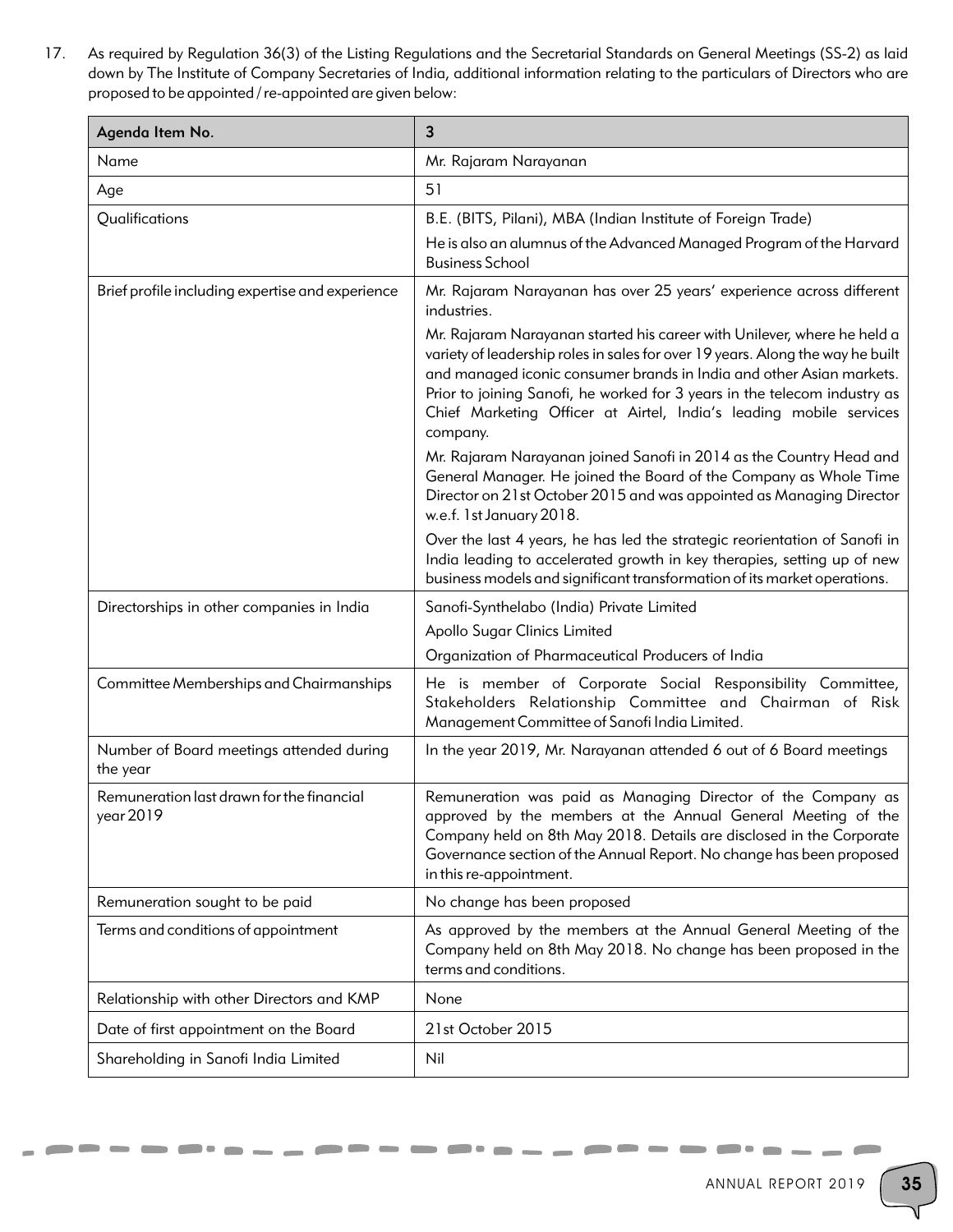17. As required by Regulation 36(3) of the Listing Regulations and the Secretarial Standards on General Meetings (SS-2) as laid down by The Institute of Company Secretaries of India, additional information relating to the particulars of Directors who are proposed to be appointed / re-appointed are given below:

| Agenda Item No. | 3 |
|---|---|
| Name | Mr. Rajaram Narayanan |
| Age | 51 |
| Qualifications | B.E. (BITS, Pilani), MBA (Indian Institute of Foreign Trade)<br>He is also an alumnus of the Advanced Managed Program of the Harvard Business School |
| Brief profile including expertise and experience | Mr. Rajaram Narayanan has over 25 years' experience across different industries.<br>Mr. Rajaram Narayanan started his career with Unilever, where he held a variety of leadership roles in sales for over 19 years. Along the way he built and managed iconic consumer brands in India and other Asian markets. Prior to joining Sanofi, he worked for 3 years in the telecom industry as Chief Marketing Officer at Airtel, India's leading mobile services company.<br>Mr. Rajaram Narayanan joined Sanofi in 2014 as the Country Head and General Manager. He joined the Board of the Company as Whole Time Director on 21st October 2015 and was appointed as Managing Director w.e.f. 1st January 2018.<br>Over the last 4 years, he has led the strategic reorientation of Sanofi in India leading to accelerated growth in key therapies, setting up of new business models and significant transformation of its market operations. |
| Directorships in other companies in India | Sanofi-Synthelabo (India) Private Limited<br>Apollo Sugar Clinics Limited<br>Organization of Pharmaceutical Producers of India |
| Committee Memberships and Chairmanships | He is member of Corporate Social Responsibility Committee, Stakeholders Relationship Committee and Chairman of Risk Management Committee of Sanofi India Limited. |
| Number of Board meetings attended during the year | In the year 2019, Mr. Narayanan attended 6 out of 6 Board meetings |
| Remuneration last drawn for the financial year 2019 | Remuneration was paid as Managing Director of the Company as approved by the members at the Annual General Meeting of the Company held on 8th May 2018. Details are disclosed in the Corporate Governance section of the Annual Report. No change has been proposed in this re-appointment. |
| Remuneration sought to be paid | No change has been proposed |
| Terms and conditions of appointment | As approved by the members at the Annual General Meeting of the Company held on 8th May 2018. No change has been proposed in the terms and conditions. |
| Relationship with other Directors and KMP | None |
| Date of first appointment on the Board | 21st October 2015 |
| Shareholding in Sanofi India Limited | Nil |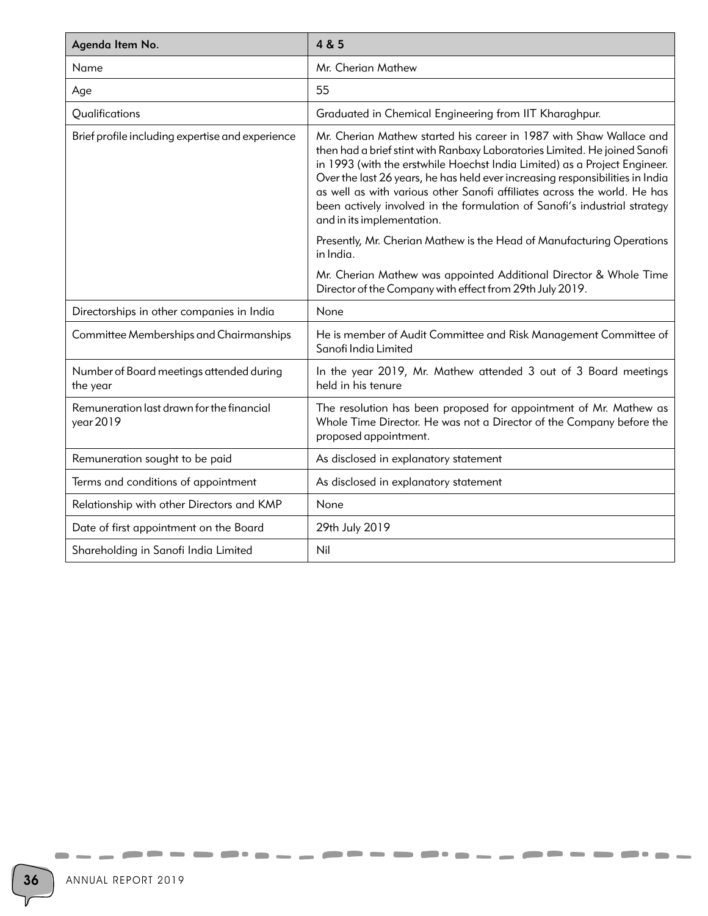| Agenda Item No. | 4 & 5 |
|---|---|
| Name | Mr. Cherian Mathew |
| Age | 55 |
| Qualifications | Graduated in Chemical Engineering from IIT Kharaghpur. |
| Brief profile including expertise and experience | Mr. Cherian Mathew started his career in 1987 with Shaw Wallace and then had a brief stint with Ranbaxy Laboratories Limited. He joined Sanofi in 1993 (with the erstwhile Hoechst India Limited) as a Project Engineer. Over the last 26 years, he has held ever increasing responsibilities in India as well as with various other Sanofi affiliates across the world. He has been actively involved in the formulation of Sanofi's industrial strategy and in its implementation.<br><br>Presently, Mr. Cherian Mathew is the Head of Manufacturing Operations in India.<br><br>Mr. Cherian Mathew was appointed Additional Director & Whole Time Director of the Company with effect from 29th July 2019. |
| Directorships in other companies in India | None |
| Committee Memberships and Chairmanships | He is member of Audit Committee and Risk Management Committee of Sanofi India Limited |
| Number of Board meetings attended during the year | In the year 2019, Mr. Mathew attended 3 out of 3 Board meetings held in his tenure |
| Remuneration last drawn for the financial year 2019 | The resolution has been proposed for appointment of Mr. Mathew as Whole Time Director. He was not a Director of the Company before the proposed appointment. |
| Remuneration sought to be paid | As disclosed in explanatory statement |
| Terms and conditions of appointment | As disclosed in explanatory statement |
| Relationship with other Directors and KMP | None |
| Date of first appointment on the Board | 29th July 2019 |
| Shareholding in Sanofi India Limited | Nil |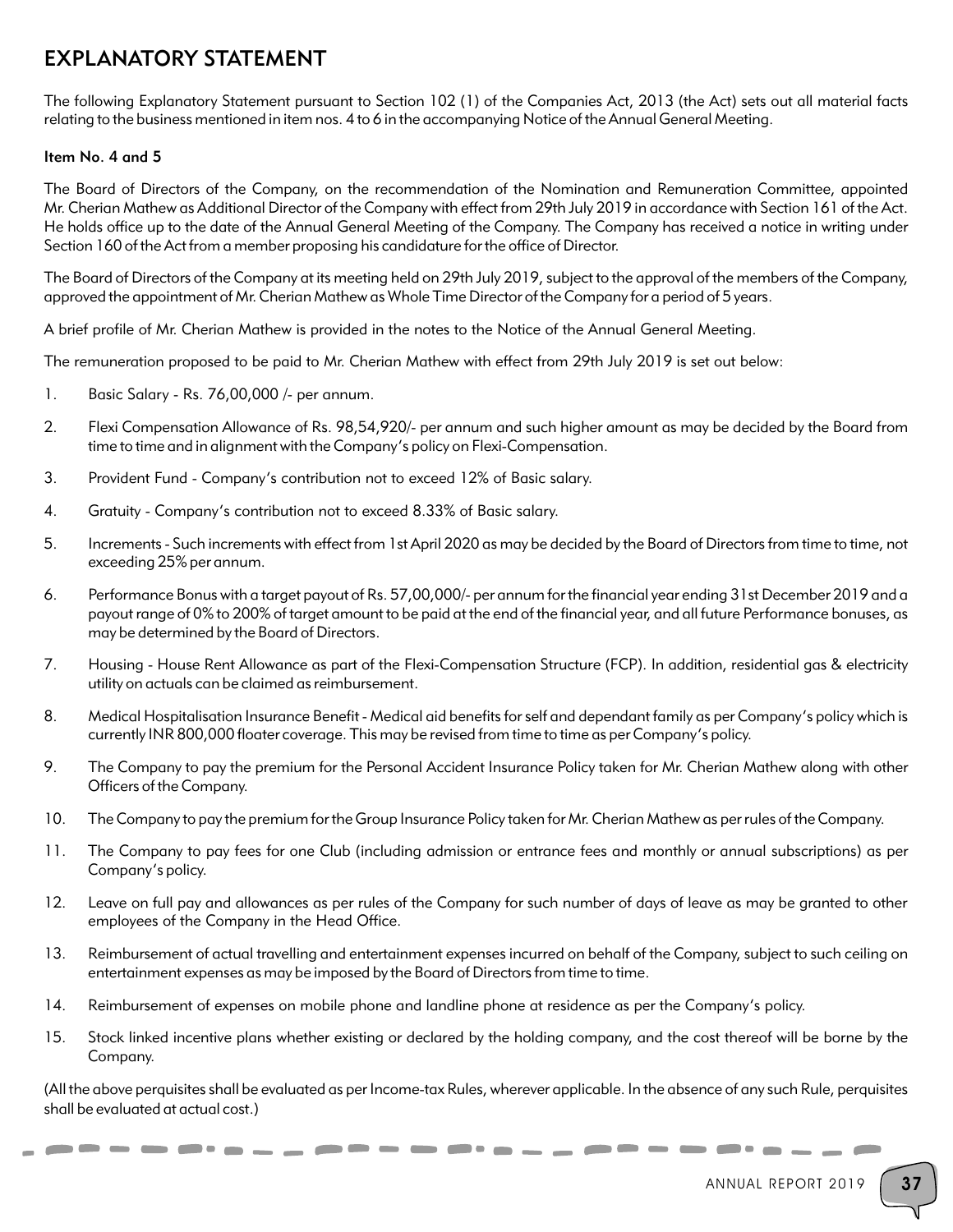# EXPLANATORY STATEMENT

The following Explanatory Statement pursuant to Section 102 (1) of the Companies Act, 2013 (the Act) sets out all material facts relating to the business mentioned in item nos. 4 to 6 in the accompanying Notice of the Annual General Meeting.

**Item No. 4 and 5**

The Board of Directors of the Company, on the recommendation of the Nomination and Remuneration Committee, appointed Mr. Cherian Mathew as Additional Director of the Company with effect from 29th July 2019 in accordance with Section 161 of the Act. He holds office up to the date of the Annual General Meeting of the Company. The Company has received a notice in writing under Section 160 of the Act from a member proposing his candidature for the office of Director.

The Board of Directors of the Company at its meeting held on 29th July 2019, subject to the approval of the members of the Company, approved the appointment of Mr. Cherian Mathew as Whole Time Director of the Company for a period of 5 years.

A brief profile of Mr. Cherian Mathew is provided in the notes to the Notice of the Annual General Meeting.

The remuneration proposed to be paid to Mr. Cherian Mathew with effect from 29th July 2019 is set out below:

1. Basic Salary - Rs. 76,00,000 /- per annum.
2. Flexi Compensation Allowance of Rs. 98,54,920/- per annum and such higher amount as may be decided by the Board from time to time and in alignment with the Company's policy on Flexi-Compensation.
3. Provident Fund - Company's contribution not to exceed 12% of Basic salary.
4. Gratuity - Company's contribution not to exceed 8.33% of Basic salary.
5. Increments - Such increments with effect from 1st April 2020 as may be decided by the Board of Directors from time to time, not exceeding 25% per annum.
6. Performance Bonus with a target payout of Rs. 57,00,000/- per annum for the financial year ending 31st December 2019 and a payout range of 0% to 200% of target amount to be paid at the end of the financial year, and all future Performance bonuses, as may be determined by the Board of Directors.
7. Housing - House Rent Allowance as part of the Flexi-Compensation Structure (FCP). In addition, residential gas & electricity utility on actuals can be claimed as reimbursement.
8. Medical Hospitalisation Insurance Benefit - Medical aid benefits for self and dependant family as per Company's policy which is currently INR 800,000 floater coverage. This may be revised from time to time as per Company's policy.
9. The Company to pay the premium for the Personal Accident Insurance Policy taken for Mr. Cherian Mathew along with other Officers of the Company.
10. The Company to pay the premium for the Group Insurance Policy taken for Mr. Cherian Mathew as per rules of the Company.
11. The Company to pay fees for one Club (including admission or entrance fees and monthly or annual subscriptions) as per Company's policy.
12. Leave on full pay and allowances as per rules of the Company for such number of days of leave as may be granted to other employees of the Company in the Head Office.
13. Reimbursement of actual travelling and entertainment expenses incurred on behalf of the Company, subject to such ceiling on entertainment expenses as may be imposed by the Board of Directors from time to time.
14. Reimbursement of expenses on mobile phone and landline phone at residence as per the Company's policy.
15. Stock linked incentive plans whether existing or declared by the holding company, and the cost thereof will be borne by the Company.

(All the above perquisites shall be evaluated as per Income-tax Rules, wherever applicable. In the absence of any such Rule, perquisites shall be evaluated at actual cost.)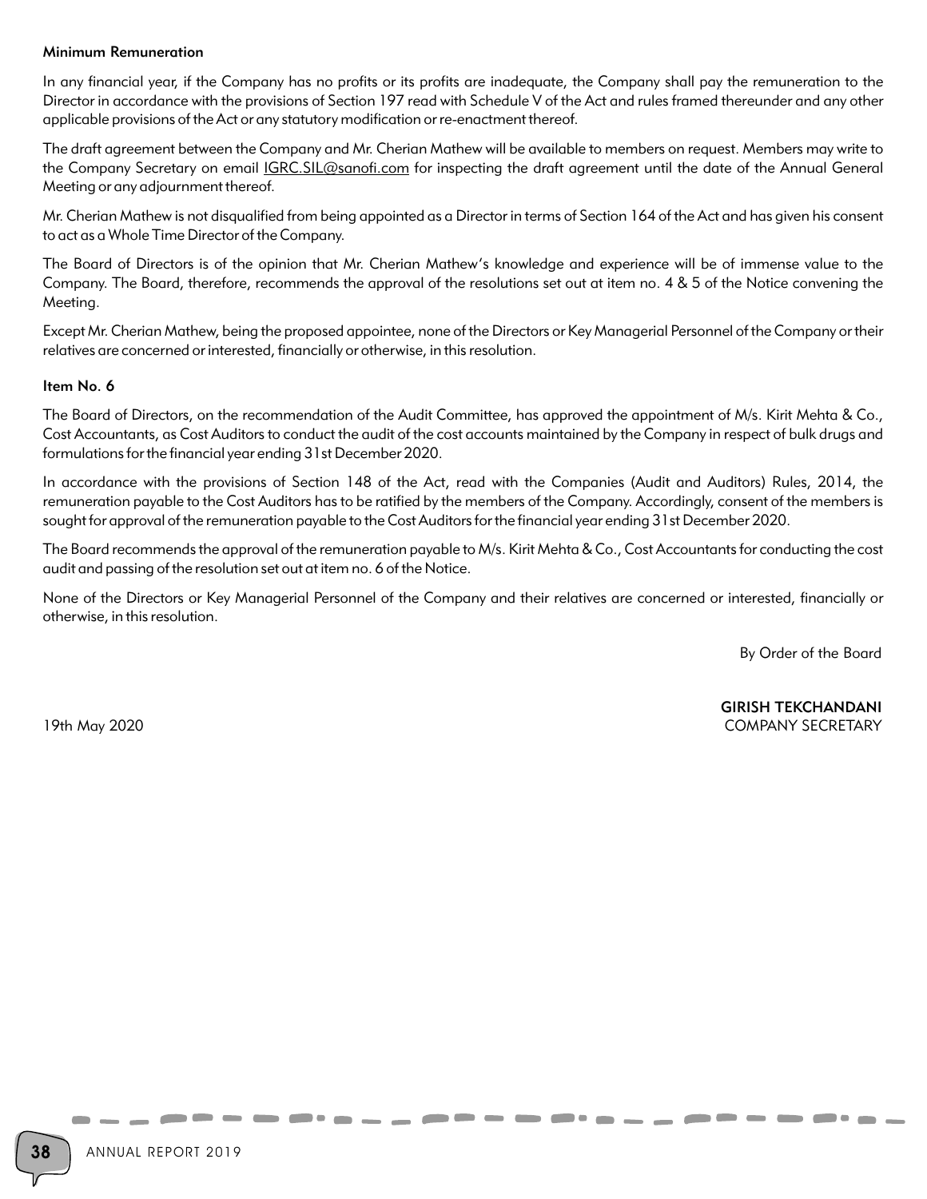**Minimum Remuneration**

In any financial year, if the Company has no profits or its profits are inadequate, the Company shall pay the remuneration to the Director in accordance with the provisions of Section 197 read with Schedule V of the Act and rules framed thereunder and any other applicable provisions of the Act or any statutory modification or re-enactment thereof.

The draft agreement between the Company and Mr. Cherian Mathew will be available to members on request. Members may write to the Company Secretary on email IGRC.SIL@sanofi.com for inspecting the draft agreement until the date of the Annual General Meeting or any adjournment thereof.

Mr. Cherian Mathew is not disqualified from being appointed as a Director in terms of Section 164 of the Act and has given his consent to act as a Whole Time Director of the Company.

The Board of Directors is of the opinion that Mr. Cherian Mathew's knowledge and experience will be of immense value to the Company. The Board, therefore, recommends the approval of the resolutions set out at item no. 4 & 5 of the Notice convening the Meeting.

Except Mr. Cherian Mathew, being the proposed appointee, none of the Directors or Key Managerial Personnel of the Company or their relatives are concerned or interested, financially or otherwise, in this resolution.

**Item No. 6**

The Board of Directors, on the recommendation of the Audit Committee, has approved the appointment of M/s. Kirit Mehta & Co., Cost Accountants, as Cost Auditors to conduct the audit of the cost accounts maintained by the Company in respect of bulk drugs and formulations for the financial year ending 31st December 2020.

In accordance with the provisions of Section 148 of the Act, read with the Companies (Audit and Auditors) Rules, 2014, the remuneration payable to the Cost Auditors has to be ratified by the members of the Company. Accordingly, consent of the members is sought for approval of the remuneration payable to the Cost Auditors for the financial year ending 31st December 2020.

The Board recommends the approval of the remuneration payable to M/s. Kirit Mehta & Co., Cost Accountants for conducting the cost audit and passing of the resolution set out at item no. 6 of the Notice.

None of the Directors or Key Managerial Personnel of the Company and their relatives are concerned or interested, financially or otherwise, in this resolution.

By Order of the Board

**GIRISH TEKCHANDANI**
COMPANY SECRETARY

19th May 2020